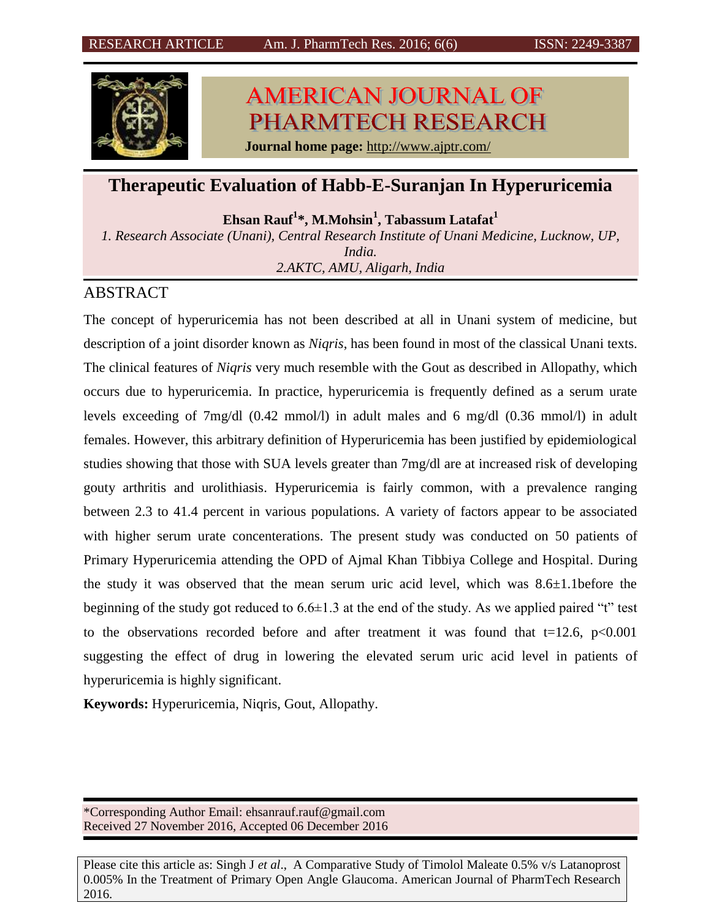# Therapeutic Evaluation of Habb-E-Suranjan In Hyperuricemia

**Ehsan Rauf[1]*, M.Mohsin[1], Tabassum Latafat[1]**

*1. Research Associate (Unani), Central Research Institute of Unani Medicine, Lucknow, UP, India.*

*2.AKTC, AMU, Aligarh, India*

## ABSTRACT

The concept of hyperuricemia has not been described at all in Unani system of medicine, but description of a joint disorder known as *Niqris*, has been found in most of the classical Unani texts. The clinical features of *Niqris* very much resemble with the Gout as described in Allopathy, which occurs due to hyperuricemia. In practice, hyperuricemia is frequently defined as a serum urate levels exceeding of 7mg/dl (0.42 mmol/l) in adult males and 6 mg/dl (0.36 mmol/l) in adult females. However, this arbitrary definition of Hyperuricemia has been justified by epidemiological studies showing that those with SUA levels greater than 7mg/dl are at increased risk of developing gouty arthritis and urolithiasis. Hyperuricemia is fairly common, with a prevalence ranging between 2.3 to 41.4 percent in various populations. A variety of factors appear to be associated with higher serum urate concenterations. The present study was conducted on 50 patients of Primary Hyperuricemia attending the OPD of Ajmal Khan Tibbiya College and Hospital. During the study it was observed that the mean serum uric acid level, which was 8.6±1.1before the beginning of the study got reduced to 6.6±1.3 at the end of the study. As we applied paired "t" test to the observations recorded before and after treatment it was found that $t=12.6$, $p<0.001$ suggesting the effect of drug in lowering the elevated serum uric acid level in patients of hyperuricemia is highly significant.

**Keywords:** Hyperuricemia, Niqris, Gout, Allopathy.

*Corresponding Author Email: ehsanrauf.rauf@gmail.com
Received 27 November 2016, Accepted 06 December 2016

Please cite this article as: Singh J *et al*., A Comparative Study of Timolol Maleate 0.5% v/s Latanoprost 0.005% In the Treatment of Primary Open Angle Glaucoma. American Journal of PharmTech Research 2016.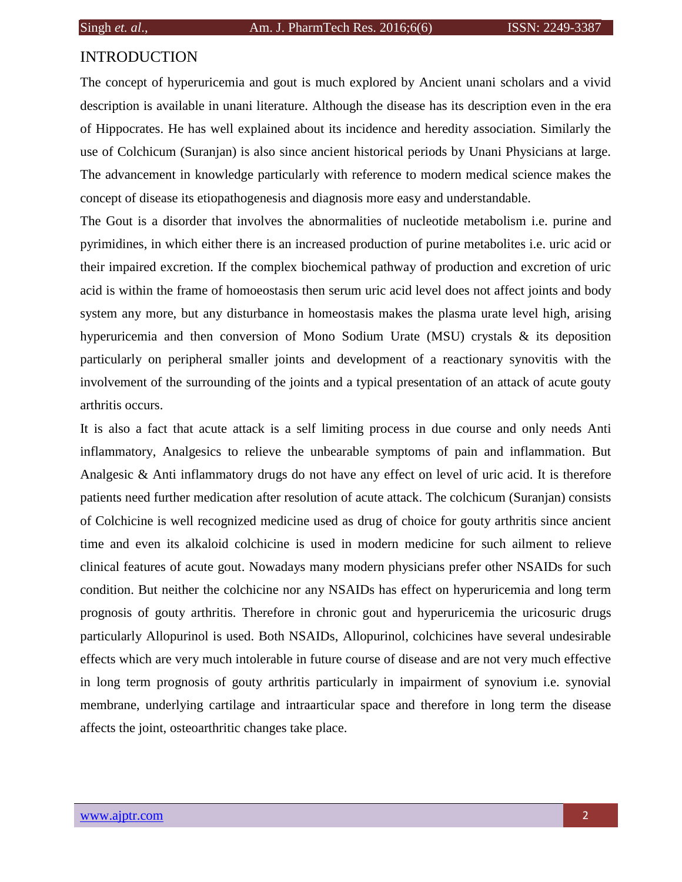## INTRODUCTION

The concept of hyperuricemia and gout is much explored by Ancient unani scholars and a vivid description is available in unani literature. Although the disease has its description even in the era of Hippocrates. He has well explained about its incidence and heredity association. Similarly the use of Colchicum (Suranjan) is also since ancient historical periods by Unani Physicians at large. The advancement in knowledge particularly with reference to modern medical science makes the concept of disease its etiopathogenesis and diagnosis more easy and understandable.

The Gout is a disorder that involves the abnormalities of nucleotide metabolism i.e. purine and pyrimidines, in which either there is an increased production of purine metabolites i.e. uric acid or their impaired excretion. If the complex biochemical pathway of production and excretion of uric acid is within the frame of homoeostasis then serum uric acid level does not affect joints and body system any more, but any disturbance in homeostasis makes the plasma urate level high, arising hyperuricemia and then conversion of Mono Sodium Urate (MSU) crystals & its deposition particularly on peripheral smaller joints and development of a reactionary synovitis with the involvement of the surrounding of the joints and a typical presentation of an attack of acute gouty arthritis occurs.

It is also a fact that acute attack is a self limiting process in due course and only needs Anti inflammatory, Analgesics to relieve the unbearable symptoms of pain and inflammation. But Analgesic & Anti inflammatory drugs do not have any effect on level of uric acid. It is therefore patients need further medication after resolution of acute attack. The colchicum (Suranjan) consists of Colchicine is well recognized medicine used as drug of choice for gouty arthritis since ancient time and even its alkaloid colchicine is used in modern medicine for such ailment to relieve clinical features of acute gout. Nowadays many modern physicians prefer other NSAIDs for such condition. But neither the colchicine nor any NSAIDs has effect on hyperuricemia and long term prognosis of gouty arthritis. Therefore in chronic gout and hyperuricemia the uricosuric drugs particularly Allopurinol is used. Both NSAIDs, Allopurinol, colchicines have several undesirable effects which are very much intolerable in future course of disease and are not very much effective in long term prognosis of gouty arthritis particularly in impairment of synovium i.e. synovial membrane, underlying cartilage and intraarticular space and therefore in long term the disease affects the joint, osteoarthritic changes take place.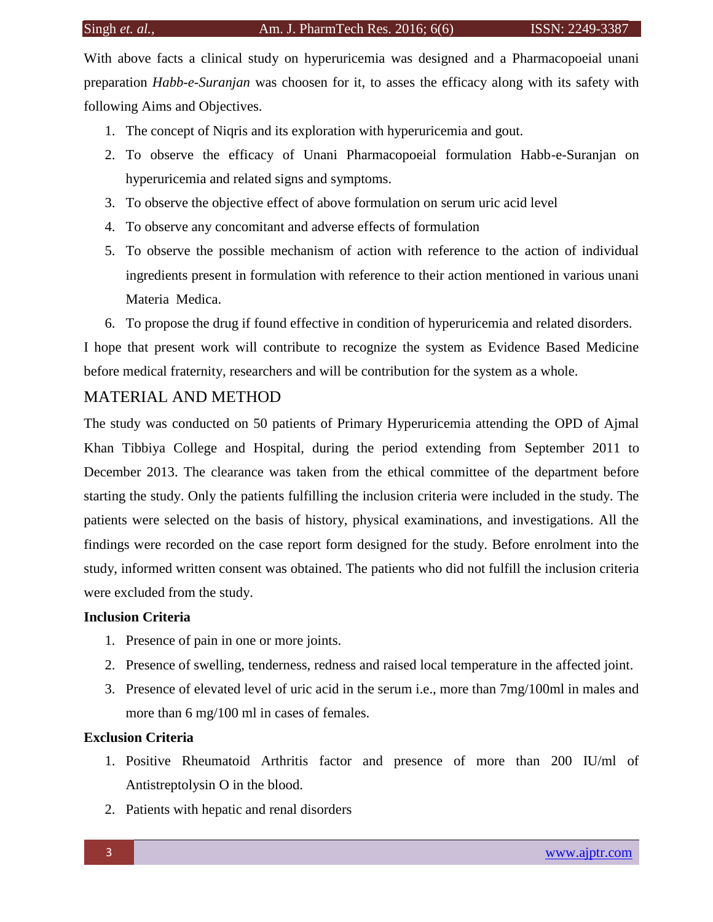With above facts a clinical study on hyperuricemia was designed and a Pharmacopoeial unani preparation *Habb-e-Suranjan* was choosen for it, to asses the efficacy along with its safety with following Aims and Objectives.

1. The concept of Niqris and its exploration with hyperuricemia and gout.
2. To observe the efficacy of Unani Pharmacopoeial formulation Habb-e-Suranjan on hyperuricemia and related signs and symptoms.
3. To observe the objective effect of above formulation on serum uric acid level
4. To observe any concomitant and adverse effects of formulation
5. To observe the possible mechanism of action with reference to the action of individual ingredients present in formulation with reference to their action mentioned in various unani Materia Medica.
6. To propose the drug if found effective in condition of hyperuricemia and related disorders.

I hope that present work will contribute to recognize the system as Evidence Based Medicine before medical fraternity, researchers and will be contribution for the system as a whole.

## MATERIAL AND METHOD

The study was conducted on 50 patients of Primary Hyperuricemia attending the OPD of Ajmal Khan Tibbiya College and Hospital, during the period extending from September 2011 to December 2013. The clearance was taken from the ethical committee of the department before starting the study. Only the patients fulfilling the inclusion criteria were included in the study. The patients were selected on the basis of history, physical examinations, and investigations. All the findings were recorded on the case report form designed for the study. Before enrolment into the study, informed written consent was obtained. The patients who did not fulfill the inclusion criteria were excluded from the study.

**Inclusion Criteria**

1. Presence of pain in one or more joints.
2. Presence of swelling, tenderness, redness and raised local temperature in the affected joint.
3. Presence of elevated level of uric acid in the serum i.e., more than 7mg/100ml in males and more than 6 mg/100 ml in cases of females.

**Exclusion Criteria**

1. Positive Rheumatoid Arthritis factor and presence of more than 200 IU/ml of Antistreptolysin O in the blood.
2. Patients with hepatic and renal disorders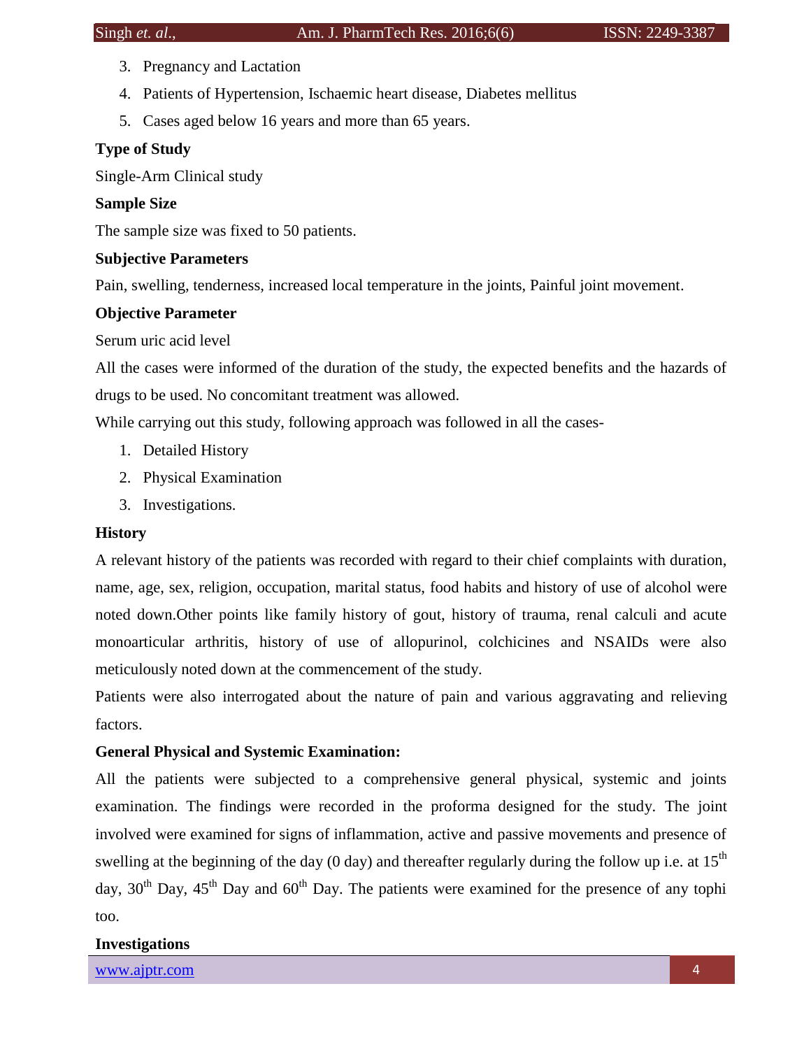3. Pregnancy and Lactation
4. Patients of Hypertension, Ischaemic heart disease, Diabetes mellitus
5. Cases aged below 16 years and more than 65 years.

**Type of Study**

Single-Arm Clinical study

**Sample Size**

The sample size was fixed to 50 patients.

**Subjective Parameters**

Pain, swelling, tenderness, increased local temperature in the joints, Painful joint movement.

**Objective Parameter**

Serum uric acid level

All the cases were informed of the duration of the study, the expected benefits and the hazards of drugs to be used. No concomitant treatment was allowed.

While carrying out this study, following approach was followed in all the cases-

1. Detailed History
2. Physical Examination
3. Investigations.

**History**

A relevant history of the patients was recorded with regard to their chief complaints with duration, name, age, sex, religion, occupation, marital status, food habits and history of use of alcohol were noted down.Other points like family history of gout, history of trauma, renal calculi and acute monoarticular arthritis, history of use of allopurinol, colchicines and NSAIDs were also meticulously noted down at the commencement of the study.

Patients were also interrogated about the nature of pain and various aggravating and relieving factors.

**General Physical and Systemic Examination:**

All the patients were subjected to a comprehensive general physical, systemic and joints examination. The findings were recorded in the proforma designed for the study. The joint involved were examined for signs of inflammation, active and passive movements and presence of swelling at the beginning of the day (0 day) and thereafter regularly during the follow up i.e. at 15th day, 30th Day, 45th Day and 60th Day. The patients were examined for the presence of any tophi too.

**Investigations**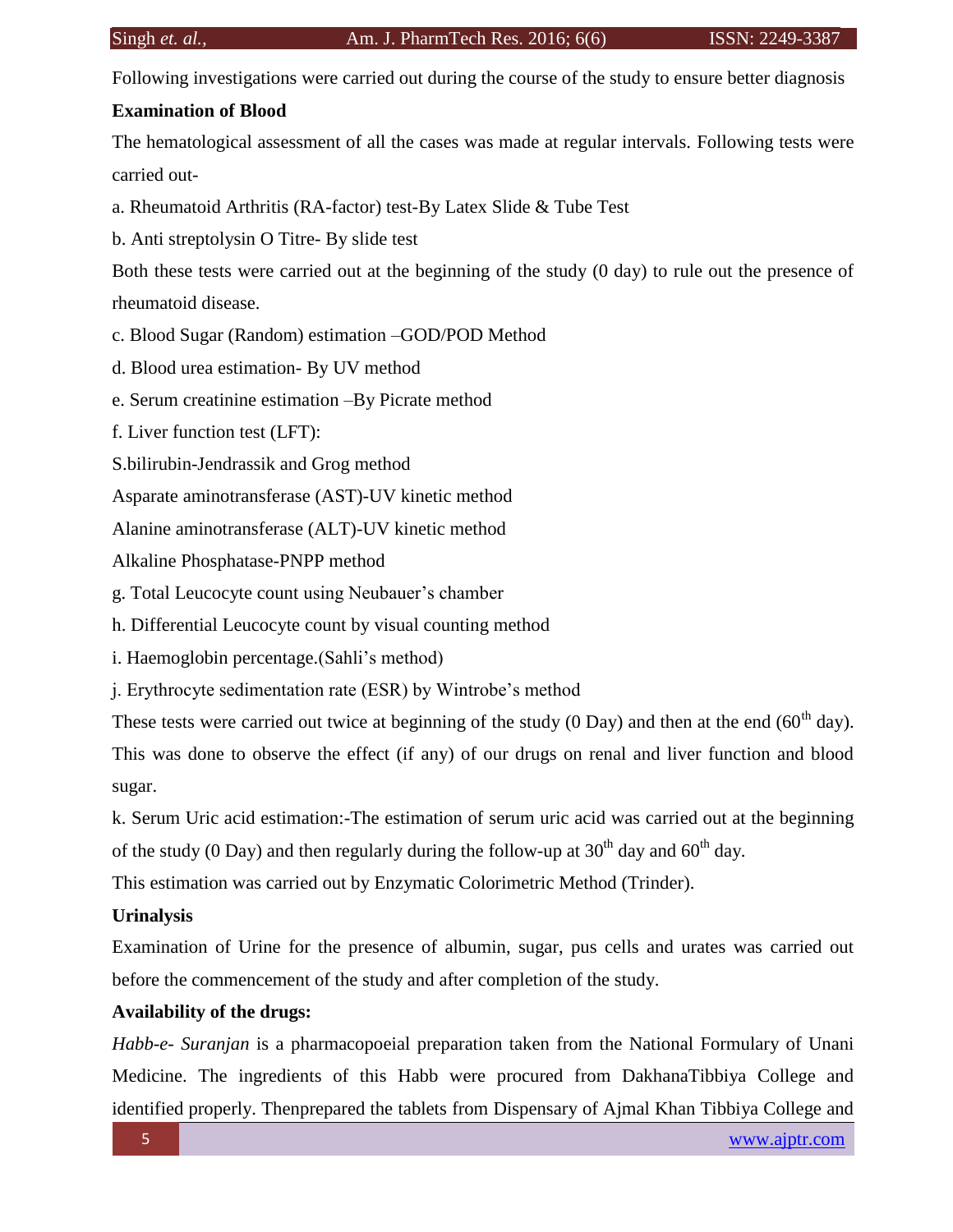Following investigations were carried out during the course of the study to ensure better diagnosis

**Examination of Blood**

The hematological assessment of all the cases was made at regular intervals. Following tests were carried out-

a. Rheumatoid Arthritis (RA-factor) test-By Latex Slide & Tube Test

b. Anti streptolysin O Titre- By slide test

Both these tests were carried out at the beginning of the study (0 day) to rule out the presence of rheumatoid disease.

c. Blood Sugar (Random) estimation –GOD/POD Method

d. Blood urea estimation- By UV method

e. Serum creatinine estimation –By Picrate method

f. Liver function test (LFT):

S.bilirubin-Jendrassik and Grog method

Asparate aminotransferase (AST)-UV kinetic method

Alanine aminotransferase (ALT)-UV kinetic method

Alkaline Phosphatase-PNPP method

g. Total Leucocyte count using Neubauer's chamber

h. Differential Leucocyte count by visual counting method

i. Haemoglobin percentage.(Sahli's method)

j. Erythrocyte sedimentation rate (ESR) by Wintrobe's method

These tests were carried out twice at beginning of the study (0 Day) and then at the end ($60^{th}$ day). This was done to observe the effect (if any) of our drugs on renal and liver function and blood sugar.

k. Serum Uric acid estimation:-The estimation of serum uric acid was carried out at the beginning of the study (0 Day) and then regularly during the follow-up at $30^{th}$ day and $60^{th}$ day.

This estimation was carried out by Enzymatic Colorimetric Method (Trinder).

**Urinalysis**

Examination of Urine for the presence of albumin, sugar, pus cells and urates was carried out before the commencement of the study and after completion of the study.

**Availability of the drugs:**

*Habb-e- Suranjan* is a pharmacopoeial preparation taken from the National Formulary of Unani Medicine. The ingredients of this Habb were procured from DakhanaTibbiya College and identified properly. Thenprepared the tablets from Dispensary of Ajmal Khan Tibbiya College and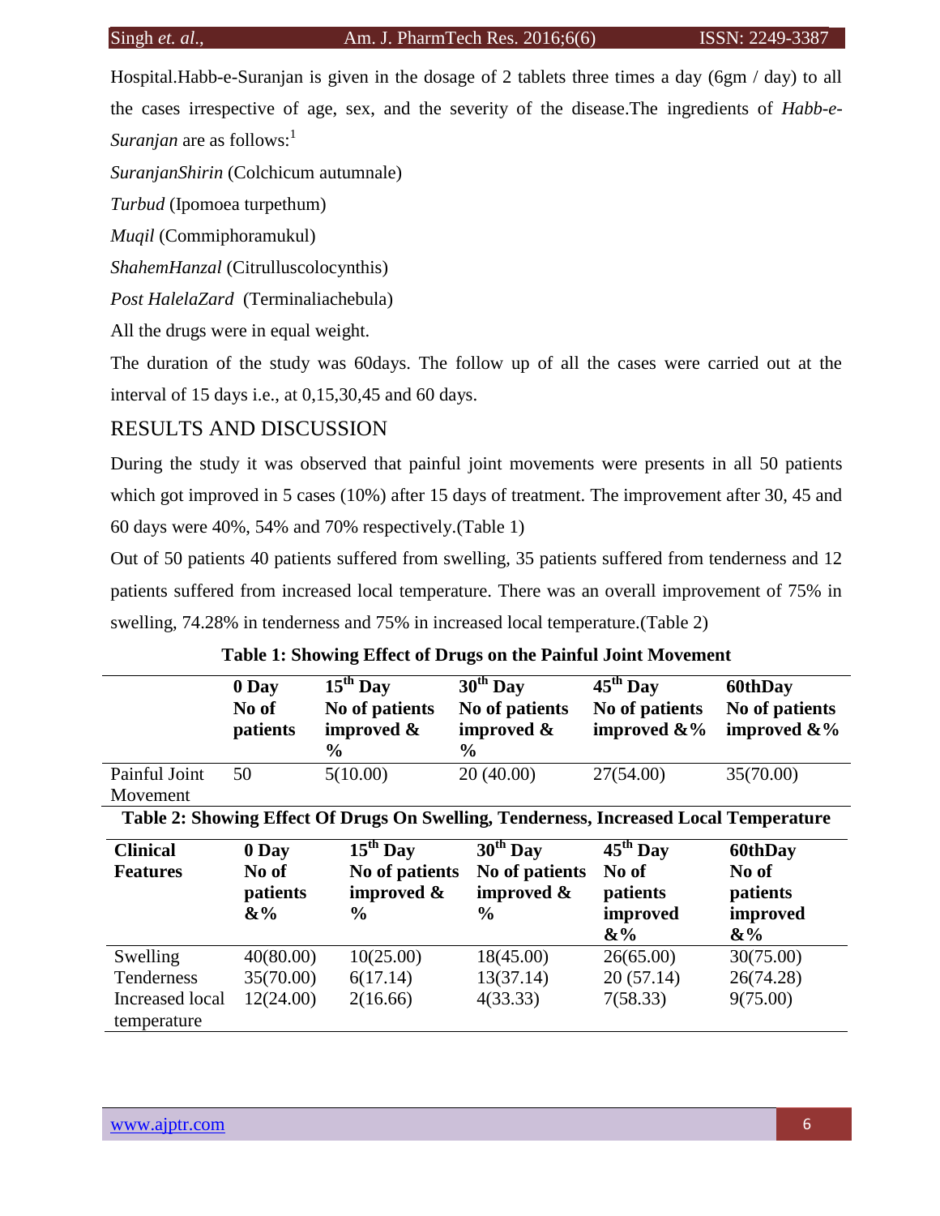Hospital.Habb-e-Suranjan is given in the dosage of 2 tablets three times a day (6gm / day) to all the cases irrespective of age, sex, and the severity of the disease.The ingredients of *Habb-e-Suranjan* are as follows:[1]

*SuranjanShirin* (Colchicum autumnale)

*Turbud* (Ipomoea turpethum)

*Muqil* (Commiphoramukul)

*ShahemHanzal* (Citrulluscolocynthis)

*Post HalelaZard* (Terminaliachebula)

All the drugs were in equal weight.

The duration of the study was 60days. The follow up of all the cases were carried out at the interval of 15 days i.e., at 0,15,30,45 and 60 days.

## RESULTS AND DISCUSSION

During the study it was observed that painful joint movements were presents in all 50 patients which got improved in 5 cases (10%) after 15 days of treatment. The improvement after 30, 45 and 60 days were 40%, 54% and 70% respectively.(Table 1)

Out of 50 patients 40 patients suffered from swelling, 35 patients suffered from tenderness and 12 patients suffered from increased local temperature. There was an overall improvement of 75% in swelling, 74.28% in tenderness and 75% in increased local temperature.(Table 2)

**Table 1: Showing Effect of Drugs on the Painful Joint Movement**

| | **0 Day No of patients** | **15th Day No of patients improved & %** | **30th Day No of patients improved & %** | **45th Day No of patients improved &%** | **60thDay No of patients improved &%** |
|---|---|---|---|---|---|
| Painful Joint Movement | 50 | 5(10.00) | 20 (40.00) | 27(54.00) | 35(70.00) |

**Table 2: Showing Effect Of Drugs On Swelling, Tenderness, Increased Local Temperature**

| **Clinical Features** | **0 Day No of patients &%** | **15th Day No of patients improved & %** | **30th Day No of patients improved & %** | **45th Day No of patients improved &%** | **60thDay No of patients improved &%** |
|---|---|---|---|---|---|
| Swelling | 40(80.00) | 10(25.00) | 18(45.00) | 26(65.00) | 30(75.00) |
| Tenderness | 35(70.00) | 6(17.14) | 13(37.14) | 20 (57.14) | 26(74.28) |
| Increased local temperature | 12(24.00) | 2(16.66) | 4(33.33) | 7(58.33) | 9(75.00) |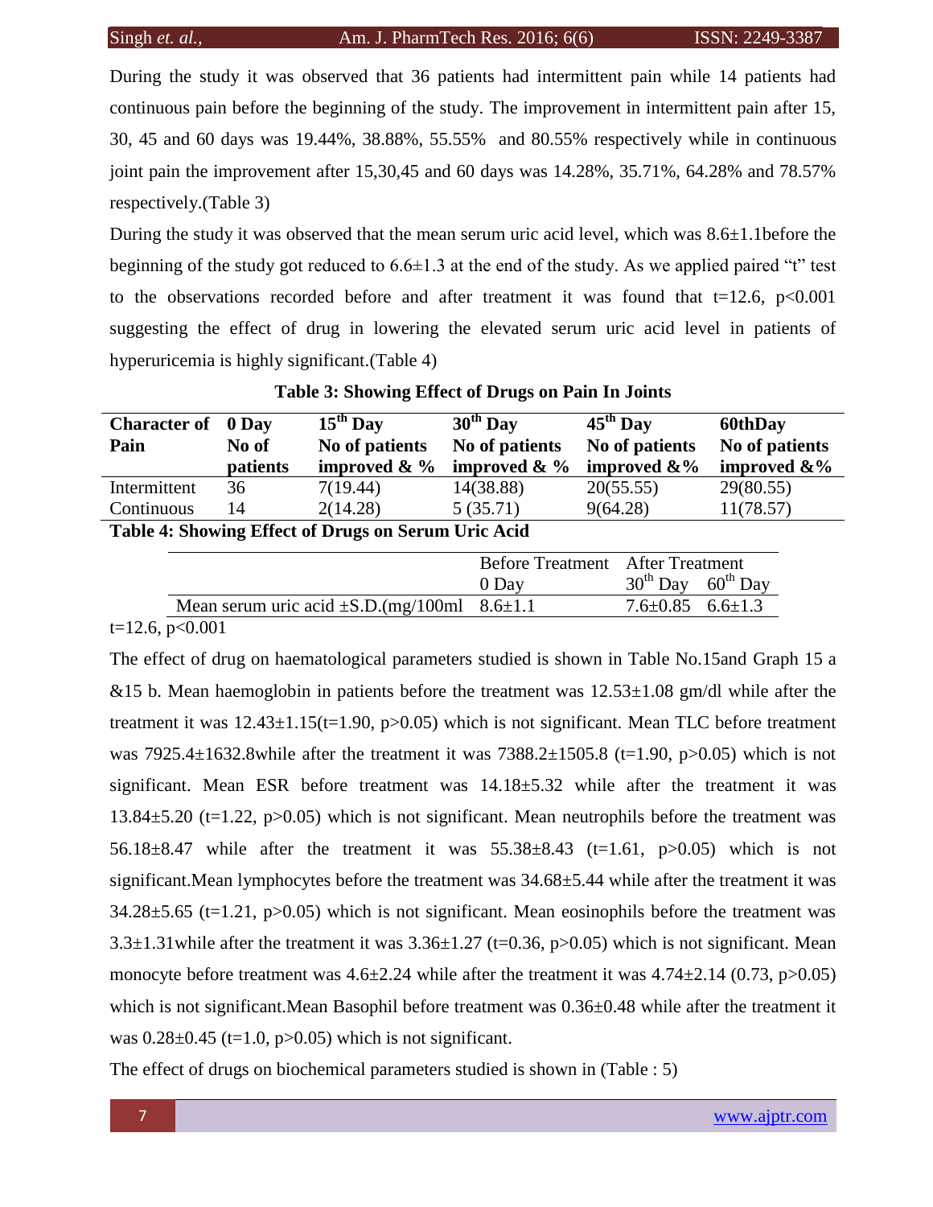During the study it was observed that 36 patients had intermittent pain while 14 patients had continuous pain before the beginning of the study. The improvement in intermittent pain after 15, 30, 45 and 60 days was 19.44%, 38.88%, 55.55% and 80.55% respectively while in continuous joint pain the improvement after 15,30,45 and 60 days was 14.28%, 35.71%, 64.28% and 78.57% respectively.(Table 3)

During the study it was observed that the mean serum uric acid level, which was 8.6±1.1before the beginning of the study got reduced to 6.6±1.3 at the end of the study. As we applied paired "t" test to the observations recorded before and after treatment it was found that t=12.6, p<0.001 suggesting the effect of drug in lowering the elevated serum uric acid level in patients of hyperuricemia is highly significant.(Table 4)

**Table 3: Showing Effect of Drugs on Pain In Joints**

| Character of Pain | 0 Day No of patients | 15th Day No of patients improved & % | 30th Day No of patients improved & % | 45th Day No of patients improved &% | 60thDay No of patients improved &% |
|---|---|---|---|---|---|
| Intermittent | 36 | 7(19.44) | 14(38.88) | 20(55.55) | 29(80.55) |
| Continuous | 14 | 2(14.28) | 5 (35.71) | 9(64.28) | 11(78.57) |

**Table 4: Showing Effect of Drugs on Serum Uric Acid**

| | Before Treatment | After Treatment | |
|---|---|---|---|
| | 0 Day | 30th Day | 60th Day |
| Mean serum uric acid ±S.D.(mg/100ml | 8.6±1.1 | 7.6±0.85 | 6.6±1.3 |

t=12.6, p<0.001

The effect of drug on haematological parameters studied is shown in Table No.15and Graph 15 a &15 b. Mean haemoglobin in patients before the treatment was 12.53±1.08 gm/dl while after the treatment it was 12.43±1.15(t=1.90, p>0.05) which is not significant. Mean TLC before treatment was 7925.4±1632.8while after the treatment it was 7388.2±1505.8 (t=1.90, p>0.05) which is not significant. Mean ESR before treatment was 14.18±5.32 while after the treatment it was 13.84±5.20 (t=1.22, p>0.05) which is not significant. Mean neutrophils before the treatment was 56.18±8.47 while after the treatment it was 55.38±8.43 (t=1.61, p>0.05) which is not significant.Mean lymphocytes before the treatment was 34.68±5.44 while after the treatment it was 34.28±5.65 (t=1.21, p>0.05) which is not significant. Mean eosinophils before the treatment was 3.3±1.31while after the treatment it was 3.36±1.27 (t=0.36, p>0.05) which is not significant. Mean monocyte before treatment was 4.6±2.24 while after the treatment it was 4.74±2.14 (0.73, p>0.05) which is not significant.Mean Basophil before treatment was 0.36±0.48 while after the treatment it was 0.28±0.45 (t=1.0, p>0.05) which is not significant.

The effect of drugs on biochemical parameters studied is shown in (Table : 5)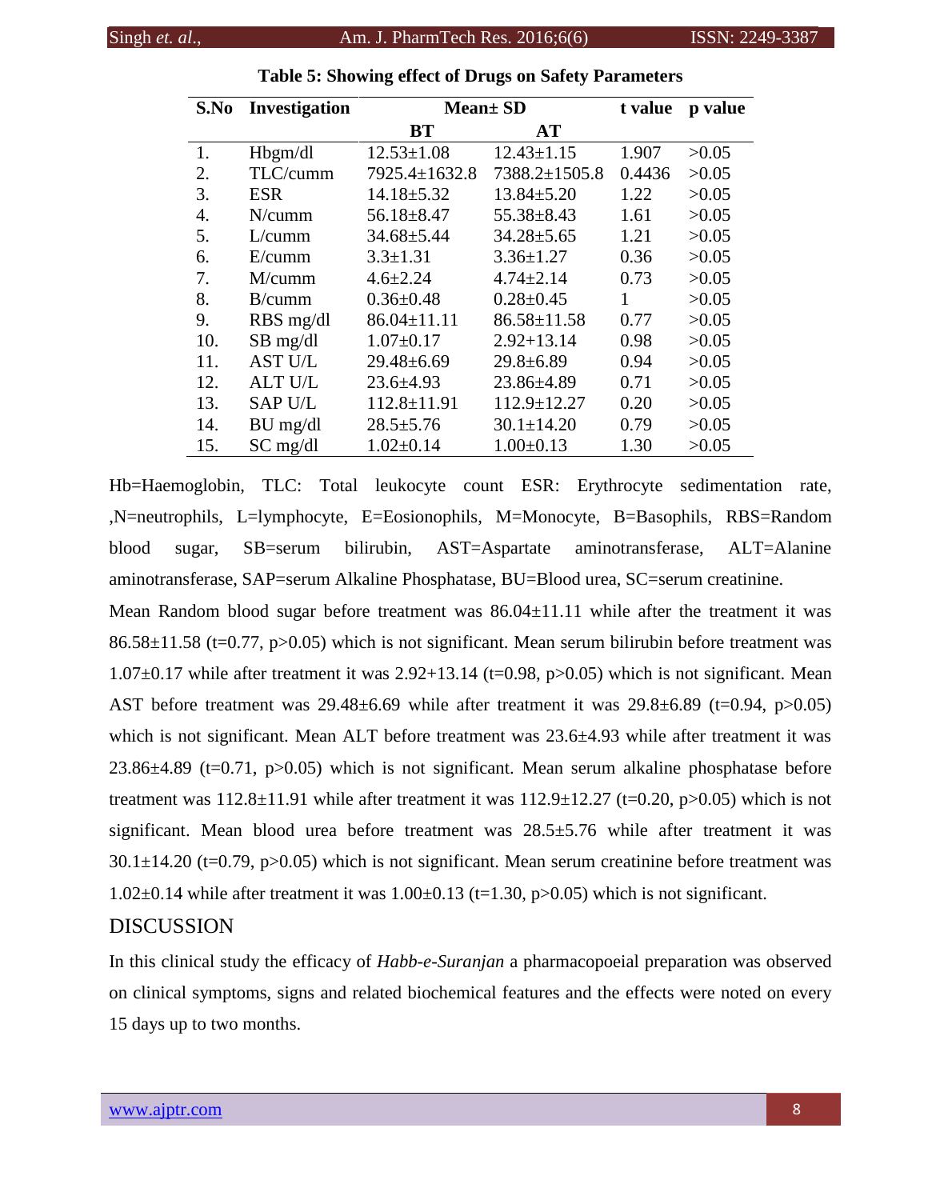**Table 5: Showing effect of Drugs on Safety Parameters**

| S.No | Investigation | Mean± SD | | t value | p value |
|---|---|---|---|---|---|
| | | BT | AT | | |
| 1. | Hbgm/dl | 12.53±1.08 | 12.43±1.15 | 1.907 | >0.05 |
| 2. | TLC/cumm | 7925.4±1632.8 | 7388.2±1505.8 | 0.4436 | >0.05 |
| 3. | ESR | 14.18±5.32 | 13.84±5.20 | 1.22 | >0.05 |
| 4. | N/cumm | 56.18±8.47 | 55.38±8.43 | 1.61 | >0.05 |
| 5. | L/cumm | 34.68±5.44 | 34.28±5.65 | 1.21 | >0.05 |
| 6. | E/cumm | 3.3±1.31 | 3.36±1.27 | 0.36 | >0.05 |
| 7. | M/cumm | 4.6±2.24 | 4.74±2.14 | 0.73 | >0.05 |
| 8. | B/cumm | 0.36±0.48 | 0.28±0.45 | 1 | >0.05 |
| 9. | RBS mg/dl | 86.04±11.11 | 86.58±11.58 | 0.77 | >0.05 |
| 10. | SB mg/dl | 1.07±0.17 | 2.92±13.14 | 0.98 | >0.05 |
| 11. | AST U/L | 29.48±6.69 | 29.8±6.89 | 0.94 | >0.05 |
| 12. | ALT U/L | 23.6±4.93 | 23.86±4.89 | 0.71 | >0.05 |
| 13. | SAP U/L | 112.8±11.91 | 112.9±12.27 | 0.20 | >0.05 |
| 14. | BU mg/dl | 28.5±5.76 | 30.1±14.20 | 0.79 | >0.05 |
| 15. | SC mg/dl | 1.02±0.14 | 1.00±0.13 | 1.30 | >0.05 |

Hb=Haemoglobin, TLC: Total leukocyte count ESR: Erythrocyte sedimentation rate, ,N=neutrophils, L=lymphocyte, E=Eosionophils, M=Monocyte, B=Basophils, RBS=Random blood sugar, SB=serum bilirubin, AST=Aspartate aminotransferase, ALT=Alanine aminotransferase, SAP=serum Alkaline Phosphatase, BU=Blood urea, SC=serum creatinine.

Mean Random blood sugar before treatment was 86.04±11.11 while after the treatment it was 86.58±11.58 (t=0.77, p>0.05) which is not significant. Mean serum bilirubin before treatment was 1.07±0.17 while after treatment it was 2.92+13.14 (t=0.98, p>0.05) which is not significant. Mean AST before treatment was 29.48±6.69 while after treatment it was 29.8±6.89 (t=0.94, p>0.05) which is not significant. Mean ALT before treatment was 23.6±4.93 while after treatment it was 23.86±4.89 (t=0.71, p>0.05) which is not significant. Mean serum alkaline phosphatase before treatment was 112.8±11.91 while after treatment it was 112.9±12.27 (t=0.20, p>0.05) which is not significant. Mean blood urea before treatment was 28.5±5.76 while after treatment it was 30.1±14.20 (t=0.79, p>0.05) which is not significant. Mean serum creatinine before treatment was 1.02±0.14 while after treatment it was 1.00±0.13 (t=1.30, p>0.05) which is not significant.

## DISCUSSION

In this clinical study the efficacy of *Habb-e-Suranjan* a pharmacopoeial preparation was observed on clinical symptoms, signs and related biochemical features and the effects were noted on every 15 days up to two months.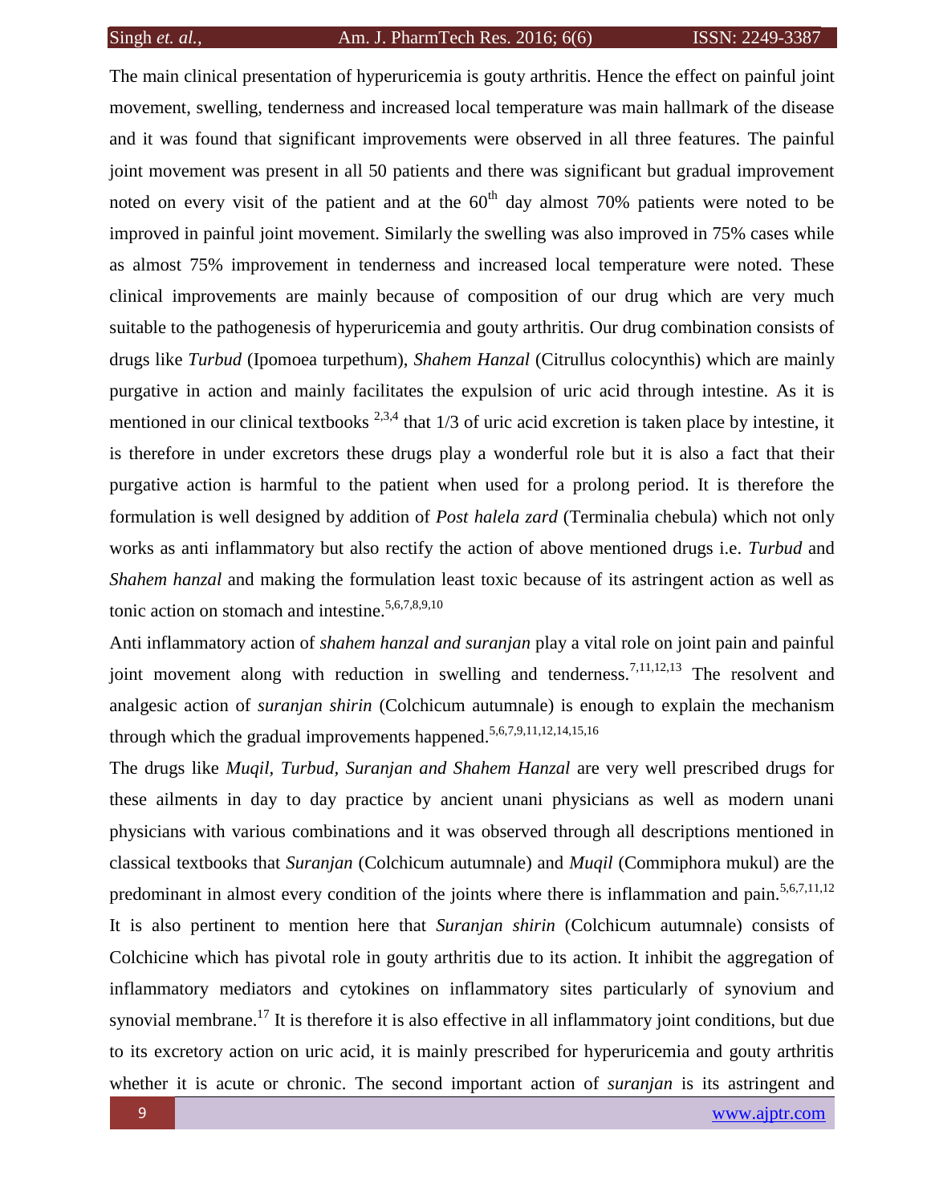The main clinical presentation of hyperuricemia is gouty arthritis. Hence the effect on painful joint movement, swelling, tenderness and increased local temperature was main hallmark of the disease and it was found that significant improvements were observed in all three features. The painful joint movement was present in all 50 patients and there was significant but gradual improvement noted on every visit of the patient and at the $60^{th}$ day almost 70% patients were noted to be improved in painful joint movement. Similarly the swelling was also improved in 75% cases while as almost 75% improvement in tenderness and increased local temperature were noted. These clinical improvements are mainly because of composition of our drug which are very much suitable to the pathogenesis of hyperuricemia and gouty arthritis. Our drug combination consists of drugs like *Turbud* (Ipomoea turpethum), *Shahem Hanzal* (Citrullus colocynthis) which are mainly purgative in action and mainly facilitates the expulsion of uric acid through intestine. As it is mentioned in our clinical textbooks [2,3,4] that 1/3 of uric acid excretion is taken place by intestine, it is therefore in under excretors these drugs play a wonderful role but it is also a fact that their purgative action is harmful to the patient when used for a prolong period. It is therefore the formulation is well designed by addition of *Post halela zard* (Terminalia chebula) which not only works as anti inflammatory but also rectify the action of above mentioned drugs i.e. *Turbud* and *Shahem hanzal* and making the formulation least toxic because of its astringent action as well as tonic action on stomach and intestine.[5,6,7,8,9,10]

Anti inflammatory action of *shahem hanzal and suranjan* play a vital role on joint pain and painful joint movement along with reduction in swelling and tenderness.[7,11,12,13] The resolvent and analgesic action of *suranjan shirin* (Colchicum autumnale) is enough to explain the mechanism through which the gradual improvements happened.[5,6,7,9,11,12,14,15,16]

The drugs like *Muqil*, *Turbud*, *Suranjan and Shahem Hanzal* are very well prescribed drugs for these ailments in day to day practice by ancient unani physicians as well as modern unani physicians with various combinations and it was observed through all descriptions mentioned in classical textbooks that *Suranjan* (Colchicum autumnale) and *Muqil* (Commiphora mukul) are the predominant in almost every condition of the joints where there is inflammation and pain.[5,6,7,11,12]

It is also pertinent to mention here that *Suranjan shirin* (Colchicum autumnale) consists of Colchicine which has pivotal role in gouty arthritis due to its action. It inhibit the aggregation of inflammatory mediators and cytokines on inflammatory sites particularly of synovium and synovial membrane.[17] It is therefore it is also effective in all inflammatory joint conditions, but due to its excretory action on uric acid, it is mainly prescribed for hyperuricemia and gouty arthritis whether it is acute or chronic. The second important action of *suranjan* is its astringent and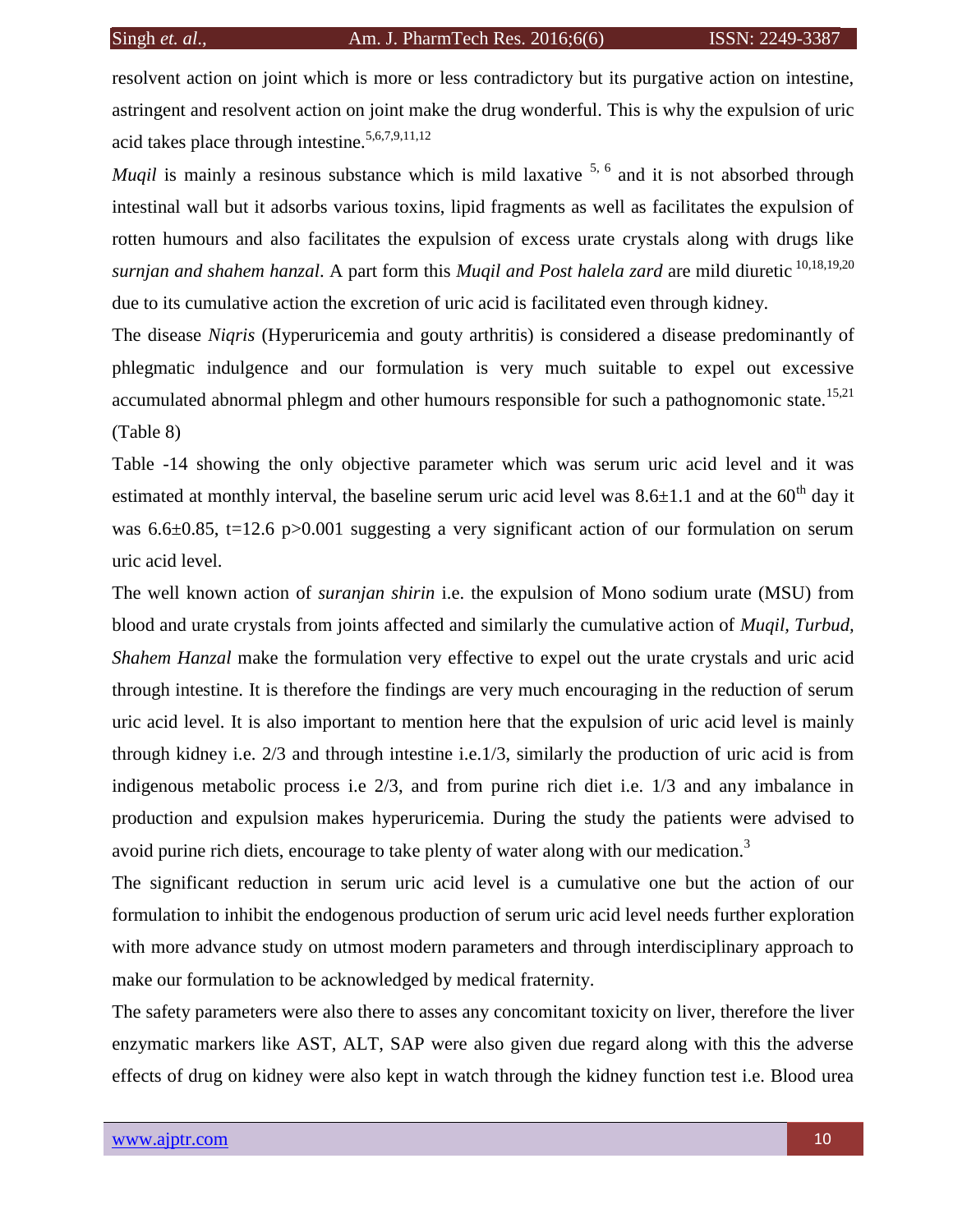resolvent action on joint which is more or less contradictory but its purgative action on intestine, astringent and resolvent action on joint make the drug wonderful. This is why the expulsion of uric acid takes place through intestine.[5,6,7,9,11,12]

*Muqil* is mainly a resinous substance which is mild laxative [5, 6] and it is not absorbed through intestinal wall but it adsorbs various toxins, lipid fragments as well as facilitates the expulsion of rotten humours and also facilitates the expulsion of excess urate crystals along with drugs like *surnjan and shahem hanzal*. A part form this *Muqil and Post halela zard* are mild diuretic [10,18,19,20] due to its cumulative action the excretion of uric acid is facilitated even through kidney.

The disease *Niqris* (Hyperuricemia and gouty arthritis) is considered a disease predominantly of phlegmatic indulgence and our formulation is very much suitable to expel out excessive accumulated abnormal phlegm and other humours responsible for such a pathognomonic state.[15,21] (Table 8)

Table -14 showing the only objective parameter which was serum uric acid level and it was estimated at monthly interval, the baseline serum uric acid level was $8.6\pm1.1$ and at the 60th day it was $6.6\pm0.85$, $t=12.6$ $p>0.001$ suggesting a very significant action of our formulation on serum uric acid level.

The well known action of *suranjan shirin* i.e. the expulsion of Mono sodium urate (MSU) from blood and urate crystals from joints affected and similarly the cumulative action of *Muqil, Turbud, Shahem Hanzal* make the formulation very effective to expel out the urate crystals and uric acid through intestine. It is therefore the findings are very much encouraging in the reduction of serum uric acid level. It is also important to mention here that the expulsion of uric acid level is mainly through kidney i.e. 2/3 and through intestine i.e.1/3, similarly the production of uric acid is from indigenous metabolic process i.e 2/3, and from purine rich diet i.e. 1/3 and any imbalance in production and expulsion makes hyperuricemia. During the study the patients were advised to avoid purine rich diets, encourage to take plenty of water along with our medication.[3]

The significant reduction in serum uric acid level is a cumulative one but the action of our formulation to inhibit the endogenous production of serum uric acid level needs further exploration with more advance study on utmost modern parameters and through interdisciplinary approach to make our formulation to be acknowledged by medical fraternity.

The safety parameters were also there to asses any concomitant toxicity on liver, therefore the liver enzymatic markers like AST, ALT, SAP were also given due regard along with this the adverse effects of drug on kidney were also kept in watch through the kidney function test i.e. Blood urea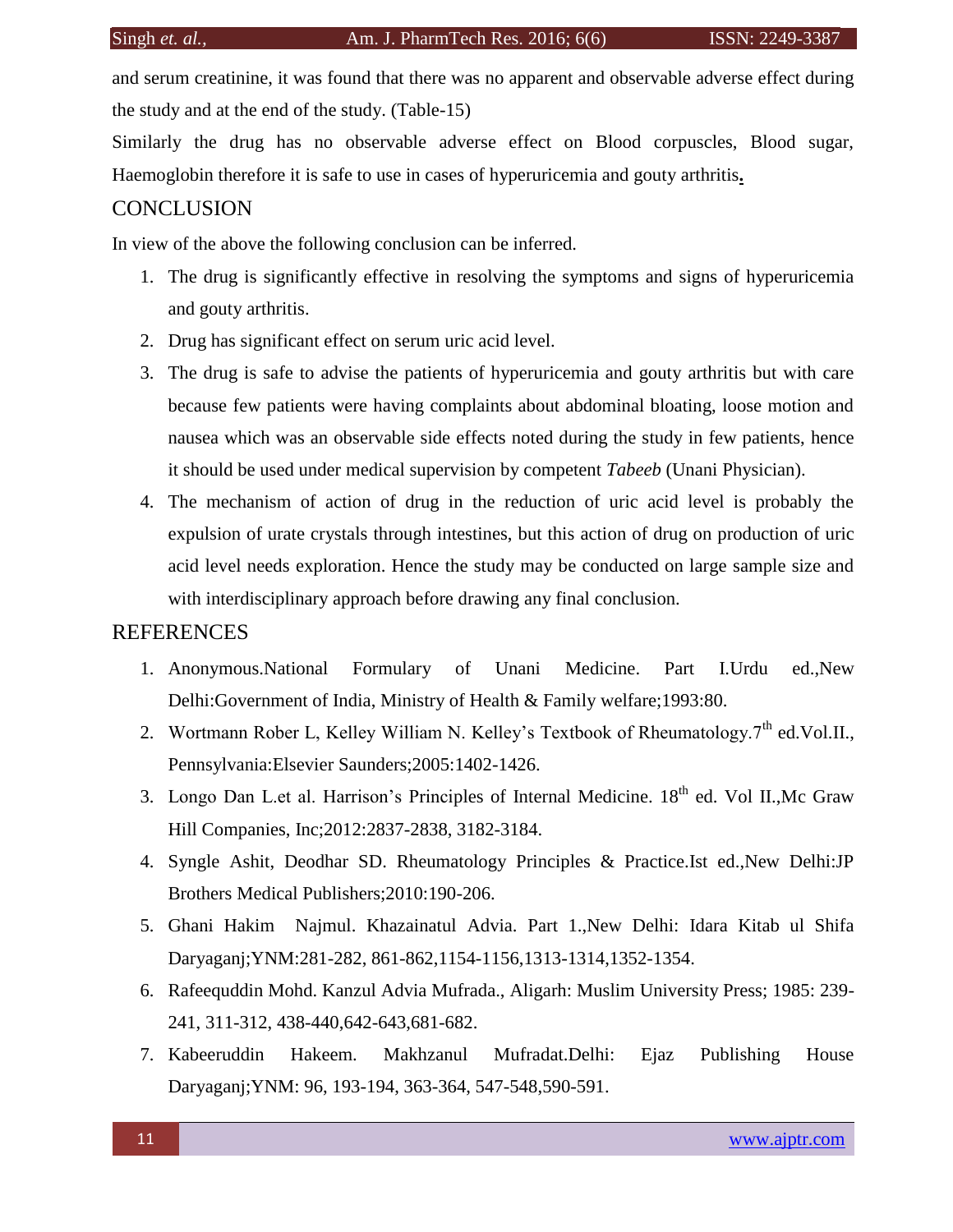and serum creatinine, it was found that there was no apparent and observable adverse effect during the study and at the end of the study. (Table-15)

Similarly the drug has no observable adverse effect on Blood corpuscles, Blood sugar, Haemoglobin therefore it is safe to use in cases of hyperuricemia and gouty arthritis**.**

## CONCLUSION

In view of the above the following conclusion can be inferred.

1. The drug is significantly effective in resolving the symptoms and signs of hyperuricemia and gouty arthritis.
2. Drug has significant effect on serum uric acid level.
3. The drug is safe to advise the patients of hyperuricemia and gouty arthritis but with care because few patients were having complaints about abdominal bloating, loose motion and nausea which was an observable side effects noted during the study in few patients, hence it should be used under medical supervision by competent *Tabeeb* (Unani Physician).
4. The mechanism of action of drug in the reduction of uric acid level is probably the expulsion of urate crystals through intestines, but this action of drug on production of uric acid level needs exploration. Hence the study may be conducted on large sample size and with interdisciplinary approach before drawing any final conclusion.

## REFERENCES

1. Anonymous.National Formulary of Unani Medicine. Part I.Urdu ed.,New Delhi:Government of India, Ministry of Health & Family welfare;1993:80.
2. Wortmann Rober L, Kelley William N. Kelley's Textbook of Rheumatology.7th ed.Vol.II., Pennsylvania:Elsevier Saunders;2005:1402-1426.
3. Longo Dan L.et al. Harrison's Principles of Internal Medicine. 18th ed. Vol II.,Mc Graw Hill Companies, Inc;2012:2837-2838, 3182-3184.
4. Syngle Ashit, Deodhar SD. Rheumatology Principles & Practice.Ist ed.,New Delhi:JP Brothers Medical Publishers;2010:190-206.
5. Ghani Hakim Najmul. Khazainatul Advia. Part 1.,New Delhi: Idara Kitab ul Shifa Daryaganj;YNM:281-282, 861-862,1154-1156,1313-1314,1352-1354.
6. Rafeequddin Mohd. Kanzul Advia Mufrada., Aligarh: Muslim University Press; 1985: 239-241, 311-312, 438-440,642-643,681-682.
7. Kabeeruddin Hakeem. Makhzanul Mufradat.Delhi: Ejaz Publishing House Daryaganj;YNM: 96, 193-194, 363-364, 547-548,590-591.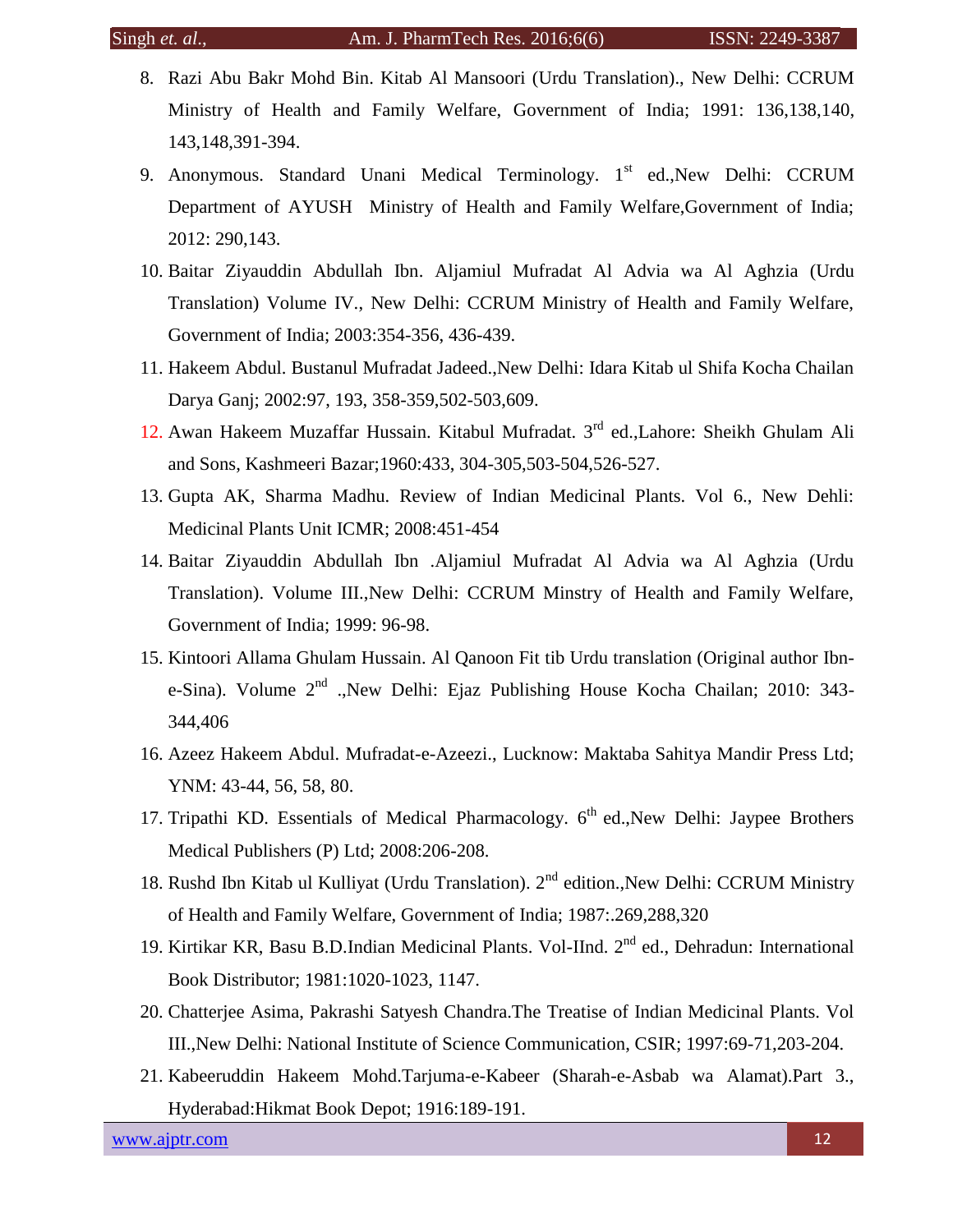8. Razi Abu Bakr Mohd Bin. Kitab Al Mansoori (Urdu Translation)., New Delhi: CCRUM Ministry of Health and Family Welfare, Government of India; 1991: 136,138,140, 143,148,391-394.
9. Anonymous. Standard Unani Medical Terminology. 1st ed.,New Delhi: CCRUM Department of AYUSH Ministry of Health and Family Welfare,Government of India; 2012: 290,143.
10. Baitar Ziyauddin Abdullah Ibn. Aljamiul Mufradat Al Advia wa Al Aghzia (Urdu Translation) Volume IV., New Delhi: CCRUM Ministry of Health and Family Welfare, Government of India; 2003:354-356, 436-439.
11. Hakeem Abdul. Bustanul Mufradat Jadeed.,New Delhi: Idara Kitab ul Shifa Kocha Chailan Darya Ganj; 2002:97, 193, 358-359,502-503,609.
12. Awan Hakeem Muzaffar Hussain. Kitabul Mufradat. 3rd ed.,Lahore: Sheikh Ghulam Ali and Sons, Kashmeeri Bazar;1960:433, 304-305,503-504,526-527.
13. Gupta AK, Sharma Madhu. Review of Indian Medicinal Plants. Vol 6., New Dehli: Medicinal Plants Unit ICMR; 2008:451-454
14. Baitar Ziyauddin Abdullah Ibn .Aljamiul Mufradat Al Advia wa Al Aghzia (Urdu Translation). Volume III.,New Delhi: CCRUM Minstry of Health and Family Welfare, Government of India; 1999: 96-98.
15. Kintoori Allama Ghulam Hussain. Al Qanoon Fit tib Urdu translation (Original author Ibn-e-Sina). Volume 2nd .,New Delhi: Ejaz Publishing House Kocha Chailan; 2010: 343-344,406
16. Azeez Hakeem Abdul. Mufradat-e-Azeezi., Lucknow: Maktaba Sahitya Mandir Press Ltd; YNM: 43-44, 56, 58, 80.
17. Tripathi KD. Essentials of Medical Pharmacology. 6th ed.,New Delhi: Jaypee Brothers Medical Publishers (P) Ltd; 2008:206-208.
18. Rushd Ibn Kitab ul Kulliyat (Urdu Translation). 2nd edition.,New Delhi: CCRUM Ministry of Health and Family Welfare, Government of India; 1987:.269,288,320
19. Kirtikar KR, Basu B.D.Indian Medicinal Plants. Vol-IInd. 2nd ed., Dehradun: International Book Distributor; 1981:1020-1023, 1147.
20. Chatterjee Asima, Pakrashi Satyesh Chandra.The Treatise of Indian Medicinal Plants. Vol III.,New Delhi: National Institute of Science Communication, CSIR; 1997:69-71,203-204.
21. Kabeeruddin Hakeem Mohd.Tarjuma-e-Kabeer (Sharah-e-Asbab wa Alamat).Part 3., Hyderabad:Hikmat Book Depot; 1916:189-191.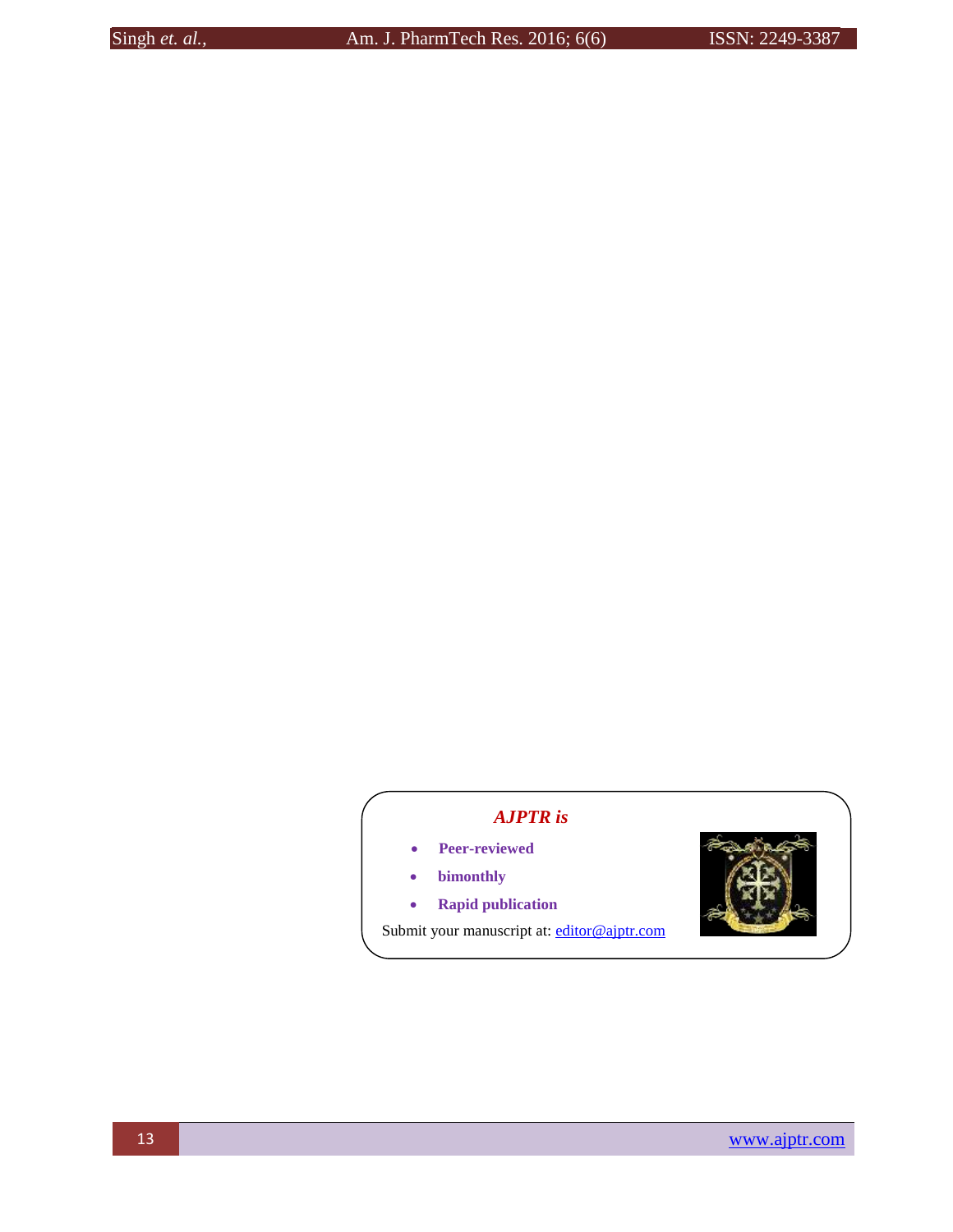***AJPTR is***

- **Peer-reviewed**
- **bimonthly**
- **Rapid publication**

Submit your manuscript at: editor@ajptr.com